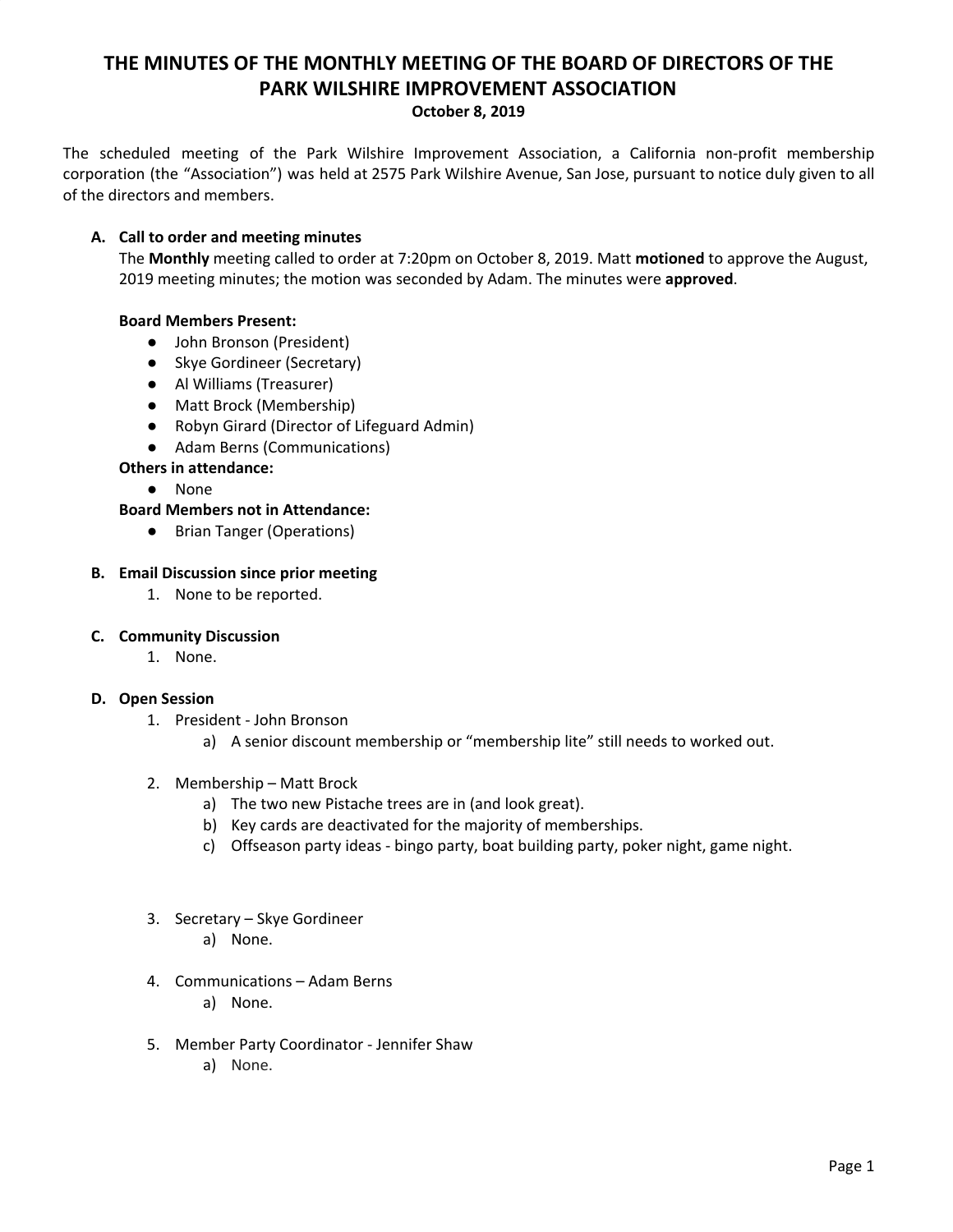# THE MINUTES OF THE MONTHLY MEETING OF THE BOARD OF DIRECTORS OF THE PARK WILSHIRE IMPROVEMENT ASSOCIATION

**October 8, 2019**

The scheduled meeting of the Park Wilshire Improvement Association, a California non-profit membership corporation (the "Association") was held at 2575 Park Wilshire Avenue, San Jose, pursuant to notice duly given to all of the directors and members.

**A. Call to order and meeting minutes**

The **Monthly** meeting called to order at 7:20pm on October 8, 2019. Matt **motioned** to approve the August, 2019 meeting minutes; the motion was seconded by Adam. The minutes were **approved**.

**Board Members Present:**

- John Bronson (President)
- Skye Gordineer (Secretary)
- Al Williams (Treasurer)
- Matt Brock (Membership)
- Robyn Girard (Director of Lifeguard Admin)
- Adam Berns (Communications)

**Others in attendance:**

- None

**Board Members not in Attendance:**

- Brian Tanger (Operations)

**B. Email Discussion since prior meeting**

1. None to be reported.

**C. Community Discussion**

1. None.

**D. Open Session**

1. President - John Bronson
   a) A senior discount membership or "membership lite" still needs to worked out.

2. Membership – Matt Brock
   a) The two new Pistache trees are in (and look great).
   b) Key cards are deactivated for the majority of memberships.
   c) Offseason party ideas - bingo party, boat building party, poker night, game night.

3. Secretary – Skye Gordineer
   a) None.

4. Communications – Adam Berns
   a) None.

5. Member Party Coordinator - Jennifer Shaw
   a) None.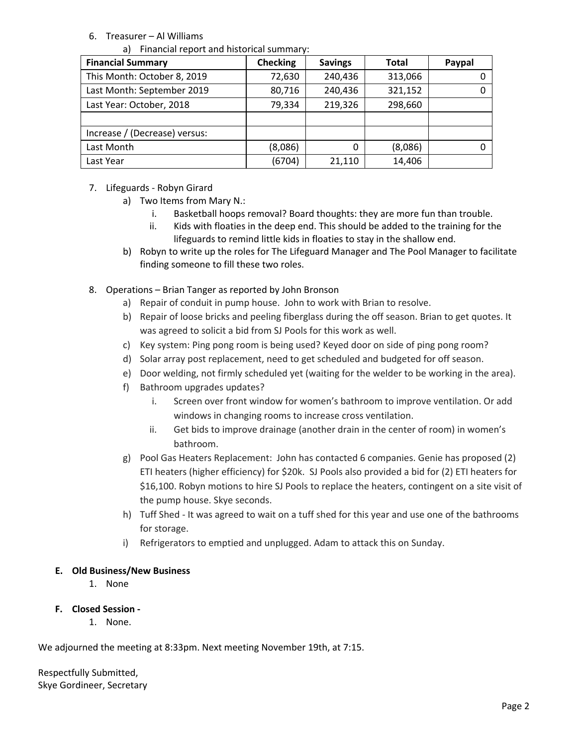6. Treasurer – Al Williams
    a) Financial report and historical summary:

| Financial Summary | Checking | Savings | Total | Paypal |
|---|---|---|---|---|
| This Month: October 8, 2019 | 72,630 | 240,436 | 313,066 | 0 |
| Last Month: September 2019 | 80,716 | 240,436 | 321,152 | 0 |
| Last Year: October, 2018 | 79,334 | 219,326 | 298,660 | |
| | | | | |
| Increase / (Decrease) versus: | | | | |
| Last Month | (8,086) | 0 | (8,086) | 0 |
| Last Year | (6704) | 21,110 | 14,406 | |

7. Lifeguards - Robyn Girard
    a) Two Items from Mary N.:
        i. Basketball hoops removal? Board thoughts: they are more fun than trouble.
        ii. Kids with floaties in the deep end. This should be added to the training for the lifeguards to remind little kids in floaties to stay in the shallow end.
    b) Robyn to write up the roles for The Lifeguard Manager and The Pool Manager to facilitate finding someone to fill these two roles.

8. Operations – Brian Tanger as reported by John Bronson
    a) Repair of conduit in pump house. John to work with Brian to resolve.
    b) Repair of loose bricks and peeling fiberglass during the off season. Brian to get quotes. It was agreed to solicit a bid from SJ Pools for this work as well.
    c) Key system: Ping pong room is being used? Keyed door on side of ping pong room?
    d) Solar array post replacement, need to get scheduled and budgeted for off season.
    e) Door welding, not firmly scheduled yet (waiting for the welder to be working in the area).
    f) Bathroom upgrades updates?
        i. Screen over front window for women's bathroom to improve ventilation. Or add windows in changing rooms to increase cross ventilation.
        ii. Get bids to improve drainage (another drain in the center of room) in women's bathroom.
    g) Pool Gas Heaters Replacement: John has contacted 6 companies. Genie has proposed (2) ETI heaters (higher efficiency) for $20k. SJ Pools also provided a bid for (2) ETI heaters for $16,100. Robyn motions to hire SJ Pools to replace the heaters, contingent on a site visit of the pump house. Skye seconds.
    h) Tuff Shed - It was agreed to wait on a tuff shed for this year and use one of the bathrooms for storage.
    i) Refrigerators to emptied and unplugged. Adam to attack this on Sunday.

**E. Old Business/New Business**

1. None

**F. Closed Session -**

1. None.

We adjourned the meeting at 8:33pm. Next meeting November 19th, at 7:15.

Respectfully Submitted,
Skye Gordineer, Secretary